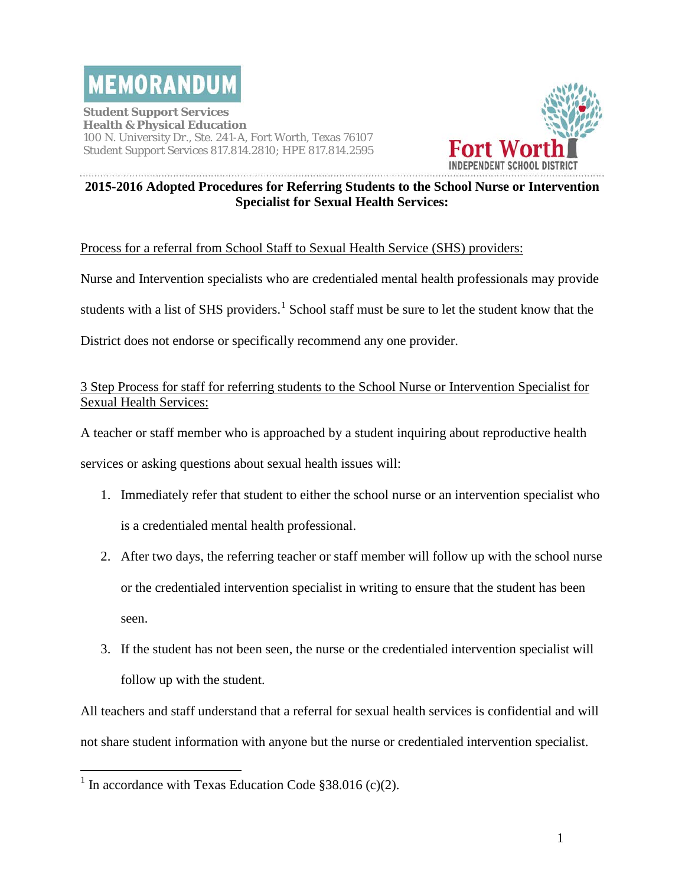# MEMORANDUM

**Student Support Services**
**Health & Physical Education**
100 N. University Dr., Ste. 241-A, Fort Worth, Texas 76107
Student Support Services 817.814.2810; HPE 817.814.2595

Fort Worth INDEPENDENT SCHOOL DISTRICT

## 2015-2016 Adopted Procedures for Referring Students to the School Nurse or Intervention Specialist for Sexual Health Services:

Process for a referral from School Staff to Sexual Health Service (SHS) providers:

Nurse and Intervention specialists who are credentialed mental health professionals may provide students with a list of SHS providers.[1] School staff must be sure to let the student know that the District does not endorse or specifically recommend any one provider.

3 Step Process for staff for referring students to the School Nurse or Intervention Specialist for Sexual Health Services:

A teacher or staff member who is approached by a student inquiring about reproductive health services or asking questions about sexual health issues will:

1. Immediately refer that student to either the school nurse or an intervention specialist who is a credentialed mental health professional.
2. After two days, the referring teacher or staff member will follow up with the school nurse or the credentialed intervention specialist in writing to ensure that the student has been seen.
3. If the student has not been seen, the nurse or the credentialed intervention specialist will follow up with the student.

All teachers and staff understand that a referral for sexual health services is confidential and will not share student information with anyone but the nurse or credentialed intervention specialist.

[1] In accordance with Texas Education Code §38.016 (c)(2).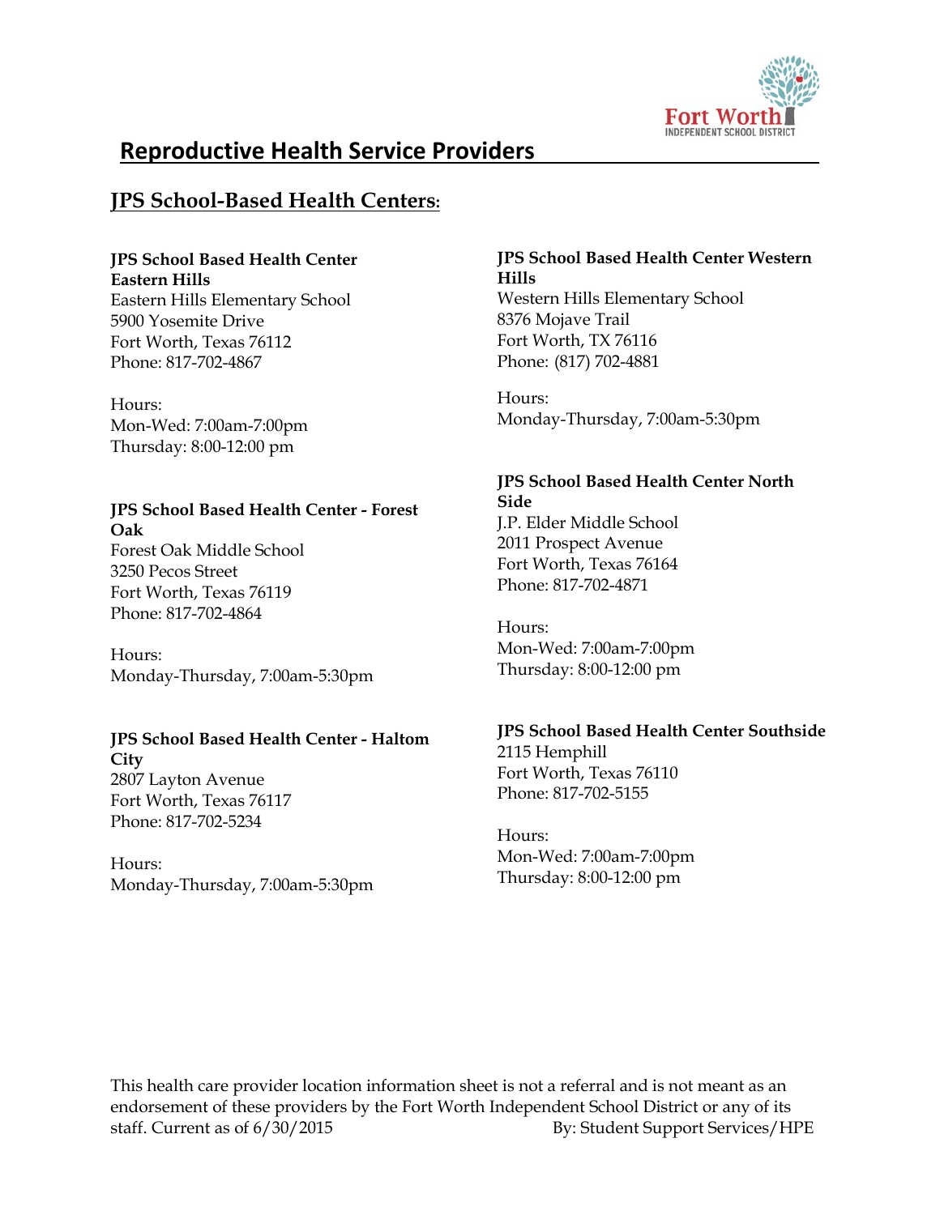## Reproductive Health Service Providers

### JPS School-Based Health Centers:

**JPS School Based Health Center Eastern Hills**
Eastern Hills Elementary School
5900 Yosemite Drive
Fort Worth, Texas 76112
Phone: 817-702-4867

Hours:
Mon-Wed: 7:00am-7:00pm
Thursday: 8:00-12:00 pm

**JPS School Based Health Center - Forest Oak**
Forest Oak Middle School
3250 Pecos Street
Fort Worth, Texas 76119
Phone: 817-702-4864

Hours:
Monday-Thursday, 7:00am-5:30pm

**JPS School Based Health Center - Haltom City**
2807 Layton Avenue
Fort Worth, Texas 76117
Phone: 817-702-5234

Hours:
Monday-Thursday, 7:00am-5:30pm

**JPS School Based Health Center Western Hills**
Western Hills Elementary School
8376 Mojave Trail
Fort Worth, TX 76116
Phone: (817) 702-4881

Hours:
Monday-Thursday, 7:00am-5:30pm

**JPS School Based Health Center North Side**
J.P. Elder Middle School
2011 Prospect Avenue
Fort Worth, Texas 76164
Phone: 817-702-4871

Hours:
Mon-Wed: 7:00am-7:00pm
Thursday: 8:00-12:00 pm

**JPS School Based Health Center Southside**
2115 Hemphill
Fort Worth, Texas 76110
Phone: 817-702-5155

Hours:
Mon-Wed: 7:00am-7:00pm
Thursday: 8:00-12:00 pm

This health care provider location information sheet is not a referral and is not meant as an endorsement of these providers by the Fort Worth Independent School District or any of its staff. Current as of 6/30/2015 By: Student Support Services/HPE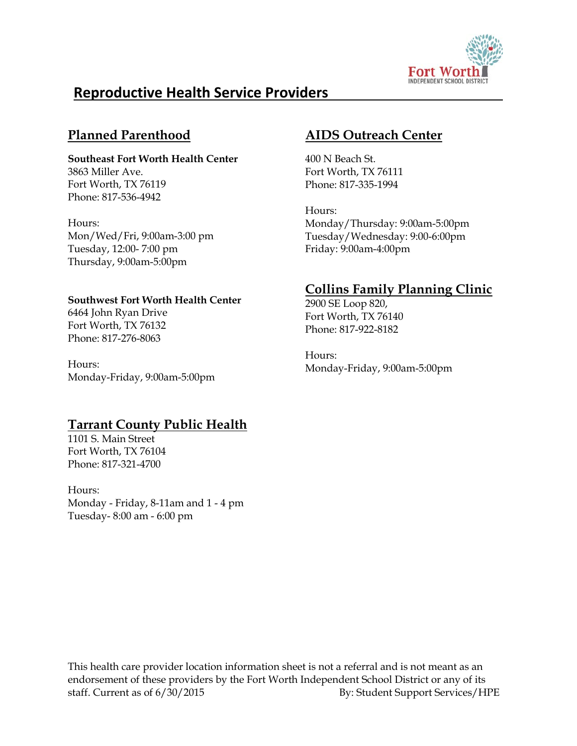# Reproductive Health Service Providers

## Planned Parenthood

**Southeast Fort Worth Health Center**
3863 Miller Ave.
Fort Worth, TX 76119
Phone: 817-536-4942

Hours:
Mon/Wed/Fri, 9:00am-3:00 pm
Tuesday, 12:00- 7:00 pm
Thursday, 9:00am-5:00pm

**Southwest Fort Worth Health Center**
6464 John Ryan Drive
Fort Worth, TX 76132
Phone: 817-276-8063

Hours:
Monday-Friday, 9:00am-5:00pm

## Tarrant County Public Health

1101 S. Main Street
Fort Worth, TX 76104
Phone: 817-321-4700

Hours:
Monday - Friday, 8-11am and 1 - 4 pm
Tuesday- 8:00 am - 6:00 pm

## AIDS Outreach Center

400 N Beach St.
Fort Worth, TX 76111
Phone: 817-335-1994

Hours:
Monday/Thursday: 9:00am-5:00pm
Tuesday/Wednesday: 9:00-6:00pm
Friday: 9:00am-4:00pm

## Collins Family Planning Clinic

2900 SE Loop 820,
Fort Worth, TX 76140
Phone: 817-922-8182

Hours:
Monday-Friday, 9:00am-5:00pm

This health care provider location information sheet is not a referral and is not meant as an endorsement of these providers by the Fort Worth Independent School District or any of its staff. Current as of 6/30/2015 By: Student Support Services/HPE